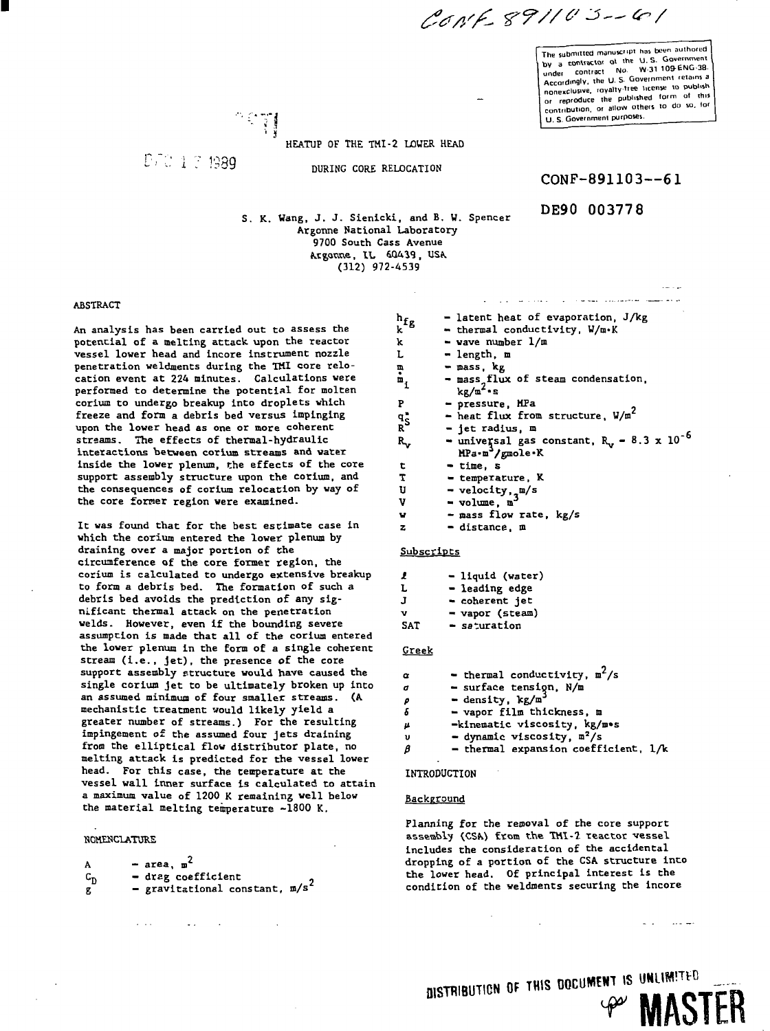CONF-891103--61

The submitted manuscript has been authored by a contractor of the U. S. Government under contract No. W-31-109-ENG-38. Accordingly, the U. S. Government retains a nonexclusive, royalty-free license to publish or reproduce the published form of this contribution, or allow others to do so, for U. S. Government purposes.

DEC 1 2 1989

# HEATUP OF THE TMI-2 LOWER HEAD DURING CORE RELOCATION

CONF-891103--61

DE90 003778

S. K. Wang, J. J. Sienicki, and B. W. Spencer
Argonne National Laboratory
9700 South Cass Avenue
Argonne, IL 60439, USA
(312) 972-4539

## ABSTRACT

An analysis has been carried out to assess the potential of a melting attack upon the reactor vessel lower head and incore instrument nozzle penetration weldments during the TMI core relocation event at 224 minutes. Calculations were performed to determine the potential for molten corium to undergo breakup into droplets which freeze and form a debris bed versus impinging upon the lower head as one or more coherent streams. The effects of thermal-hydraulic interactions between corium streams and water inside the lower plenum, the effects of the core support assembly structure upon the corium, and the consequences of corium relocation by way of the core former region were examined.

It was found that for the best estimate case in which the corium entered the lower plenum by draining over a major portion of the circumference of the core former region, the corium is calculated to undergo extensive breakup to form a debris bed. The formation of such a debris bed avoids the prediction of any significant thermal attack on the penetration welds. However, even if the bounding severe assumption is made that all of the corium entered the lower plenum in the form of a single coherent stream (i.e., jet), the presence of the core support assembly structure would have caused the single corium jet to be ultimately broken up into an assumed minimum of four smaller streams. (A mechanistic treatment would likely yield a greater number of streams.) For the resulting impingement of the assumed four jets draining from the elliptical flow distributor plate, no melting attack is predicted for the vessel lower head. For this case, the temperature at the vessel wall inner surface is calculated to attain a maximum value of 1200 K remaining well below the material melting temperature ~1800 K.

## NOMENCLATURE

- $A$ - area, $m^2$
- $C_D$ - drag coefficient
- $g$ - gravitational constant, $m/s^2$
- $h_{fg}$ - latent heat of evaporation, J/kg
- $k$ - thermal conductivity, W/m·K
- $k$ - wave number 1/m
- $L$ - length, m
- $m$ - mass, kg
- $\dot{m}_i$ - mass flux of steam condensation, $kg/m^2 \cdot s$
- $P$ - pressure, MPa
- $q_S''$ - heat flux from structure, $W/m^2$
- $R$ - jet radius, m
- $R_v$ - universal gas constant, $R_v = 8.3 \times 10^{-6}$ $MPa \cdot m^3/gmole \cdot K$
- $t$ - time, s
- $T$ - temperature, K
- $U$ - velocity, m/s
- $V$ - volume, $m^3$
- $w$ - mass flow rate, kg/s
- $z$ - distance, m

### Subscripts

- $\ell$ - liquid (water)
- $L$ - leading edge
- $J$ - coherent jet
- $v$ - vapor (steam)
- SAT - saturation

### Greek

- $\alpha$ - thermal conductivity, $m^2/s$
- $\sigma$ - surface tension, N/m
- $\rho$ - density, $kg/m^3$
- $\delta$ - vapor film thickness, m
- $\mu$ - kinematic viscosity, kg/m·s
- $\upsilon$ - dynamic viscosity, $m^2/s$
- $\beta$ - thermal expansion coefficient, 1/k

## INTRODUCTION

### Background

Planning for the removal of the core support assembly (CSA) from the TMI-2 reactor vessel includes the consideration of the accidental dropping of a portion of the CSA structure into the lower head. Of principal interest is the condition of the weldments securing the incore

DISTRIBUTION OF THIS DOCUMENT IS UNLIMITED

MASTER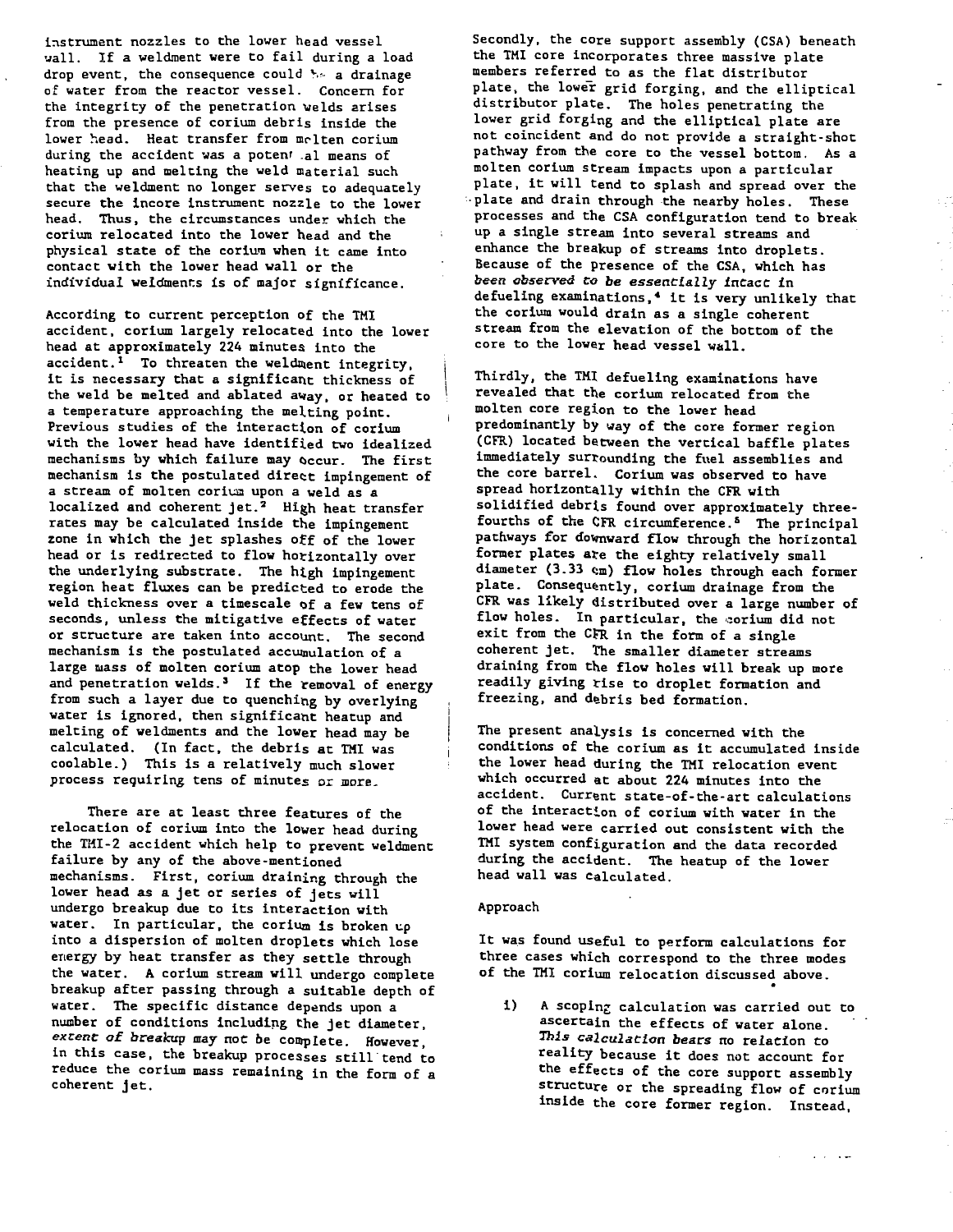instrument nozzles to the lower head vessel wall. If a weldment were to fail during a load drop event, the consequence could be a drainage of water from the reactor vessel. Concern for the integrity of the penetration welds arises from the presence of corium debris inside the lower head. Heat transfer from molten corium during the accident was a potential means of heating up and melting the weld material such that the weldment no longer serves to adequately secure the incore instrument nozzle to the lower head. Thus, the circumstances under which the corium relocated into the lower head and the physical state of the corium when it came into contact with the lower head wall or the individual weldments is of major significance.

According to current perception of the TMI accident, corium largely relocated into the lower head at approximately 224 minutes into the accident.[1] To threaten the weldment integrity, it is necessary that a significant thickness of the weld be melted and ablated away, or heated to a temperature approaching the melting point. Previous studies of the interaction of corium with the lower head have identified two idealized mechanisms by which failure may occur. The first mechanism is the postulated direct impingement of a stream of molten corium upon a weld as a localized and coherent jet.[2] High heat transfer rates may be calculated inside the impingement zone in which the jet splashes off of the lower head or is redirected to flow horizontally over the underlying substrate. The high impingement region heat fluxes can be predicted to erode the weld thickness over a timescale of a few tens of seconds, unless the mitigative effects of water or structure are taken into account. The second mechanism is the postulated accumulation of a large mass of molten corium atop the lower head and penetration welds.[3] If the removal of energy from such a layer due to quenching by overlying water is ignored, then significant heatup and melting of weldments and the lower head may be calculated. (In fact, the debris at TMI was coolable.) This is a relatively much slower process requiring tens of minutes or more.

There are at least three features of the relocation of corium into the lower head during the TMI-2 accident which help to prevent weldment failure by any of the above-mentioned mechanisms. First, corium draining through the lower head as a jet or series of jets will undergo breakup due to its interaction with water. In particular, the corium is broken up into a dispersion of molten droplets which lose energy by heat transfer as they settle through the water. A corium stream will undergo complete breakup after passing through a suitable depth of water. The specific distance depends upon a number of conditions including the jet diameter, *extent of breakup* may not be complete. However, in this case, the breakup processes still tend to reduce the corium mass remaining in the form of a coherent jet.

Secondly, the core support assembly (CSA) beneath the TMI core incorporates three massive plate members referred to as the flat distributor plate, the lower grid forging, and the elliptical distributor plate. The holes penetrating the lower grid forging and the elliptical plate are not coincident and do not provide a straight-shot pathway from the core to the vessel bottom. As a molten corium stream impacts upon a particular plate, it will tend to splash and spread over the plate and drain through the nearby holes. These processes and the CSA configuration tend to break up a single stream into several streams and enhance the breakup of streams into droplets. Because of the presence of the CSA, which has *been observed to be essentially intact* in defueling examinations,[4] it is very unlikely that the corium would drain as a single coherent stream from the elevation of the bottom of the core to the lower head vessel wall.

Thirdly, the TMI defueling examinations have revealed that the corium relocated from the molten core region to the lower head predominantly by way of the core former region (CFR) located between the vertical baffle plates immediately surrounding the fuel assemblies and the core barrel. Corium was observed to have spread horizontally within the CFR with solidified debris found over approximately three-fourths of the CFR circumference.[5] The principal pathways for downward flow through the horizontal former plates are the eighty relatively small diameter (3.33 cm) flow holes through each former plate. Consequently, corium drainage from the CFR was likely distributed over a large number of flow holes. In particular, the corium did not exit from the CFR in the form of a single coherent jet. The smaller diameter streams draining from the flow holes will break up more readily giving rise to droplet formation and freezing, and debris bed formation.

The present analysis is concerned with the conditions of the corium as it accumulated inside the lower head during the TMI relocation event which occurred at about 224 minutes into the accident. Current state-of-the-art calculations of the interaction of corium with water in the lower head were carried out consistent with the TMI system configuration and the data recorded during the accident. The heatup of the lower head wall was calculated.

## Approach

It was found useful to perform calculations for three cases which correspond to the three modes of the TMI corium relocation discussed above.

1) A scoping calculation was carried out to ascertain the effects of water alone. *This calculation bears* no relation to reality because it does not account for the effects of the core support assembly structure or the spreading flow of corium inside the core former region. Instead,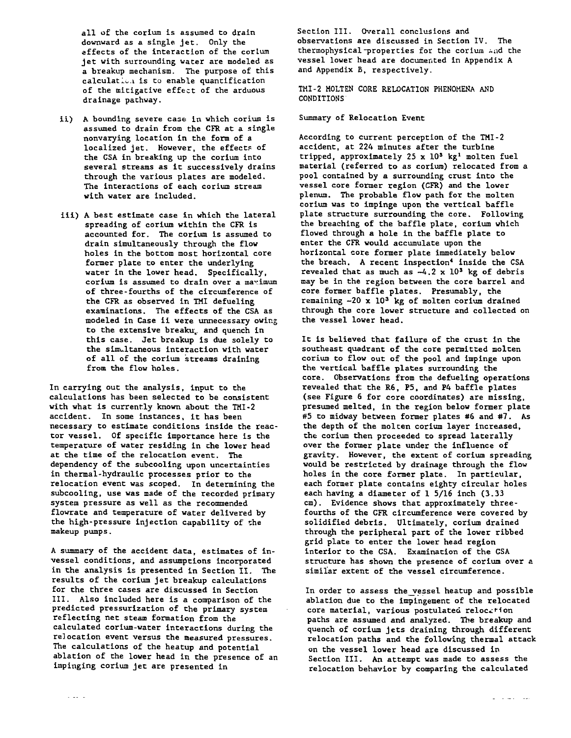all of the corium is assumed to drain downward as a single jet. Only the effects of the interaction of the corium jet with surrounding water are modeled as a breakup mechanism. The purpose of this calculation is to enable quantification of the mitigative effect of the arduous drainage pathway.

ii) A bounding severe case in which corium is assumed to drain from the CFR at a single nonvarying location in the form of a localized jet. However, the effects of the CSA in breaking up the corium into several streams as it successively drains through the various plates are modeled. The interactions of each corium stream with water are included.

iii) A best estimate case in which the lateral spreading of corium within the CFR is accounted for. The corium is assumed to drain simultaneously through the flow holes in the bottom most horizontal core former plate to enter the underlying water in the lower head. Specifically, corium is assumed to drain over a maximum of three-fourths of the circumference of the CFR as observed in TMI defueling examinations. The effects of the CSA as modeled in Case ii were unnecessary owing to the extensive breakup and quench in this case. Jet breakup is due solely to the simultaneous interaction with water of all of the corium streams draining from the flow holes.

In carrying out the analysis, input to the calculations has been selected to be consistent with what is currently known about the TMI-2 accident. In some instances, it has been necessary to estimate conditions inside the reactor vessel. Of specific importance here is the temperature of water residing in the lower head at the time of the relocation event. The dependency of the subcooling upon uncertainties in thermal-hydraulic processes prior to the relocation event was scoped. In determining the subcooling, use was made of the recorded primary system pressure as well as the recommended flowrate and temperature of water delivered by the high-pressure injection capability of the makeup pumps.

A summary of the accident data, estimates of in-vessel conditions, and assumptions incorporated in the analysis is presented in Section II. The results of the corium jet breakup calculations for the three cases are discussed in Section III. Also included here is a comparison of the predicted pressurization of the primary system reflecting net steam formation from the calculated corium-water interactions during the relocation event versus the measured pressures. The calculations of the heatup and potential ablation of the lower head in the presence of an impinging corium jet are presented in Section III. Overall conclusions and observations are discussed in Section IV. The thermophysical properties for the corium and the vessel lower head are documented in Appendix A and Appendix B, respectively.

## TMI-2 MOLTEN CORE RELOCATION PHENOMENA AND CONDITIONS

### Summary of Relocation Event

According to current perception of the TMI-2 accident, at 224 minutes after the turbine tripped, approximately $25 \times 10^3$ kg[1] molten fuel material (referred to as corium) relocated from a pool contained by a surrounding crust into the vessel core former region (CFR) and the lower plenum. The probable flow path for the molten corium was to impinge upon the vertical baffle plate structure surrounding the core. Following the breaching of the baffle plate, corium which flowed through a hole in the baffle plate to enter the CFR would accumulate upon the horizontal core former plate immediately below the breach. A recent inspection[4] inside the CSA revealed that as much as $\sim 4.2 \times 10^3$ kg of debris may be in the region between the core barrel and core former baffle plates. Presumably, the remaining $\sim 20 \times 10^3$ kg of molten corium drained through the core lower structure and collected on the vessel lower head.

It is believed that failure of the crust in the southeast quadrant of the core permitted molten corium to flow out of the pool and impinge upon the vertical baffle plates surrounding the core. Observations from the defueling operations revealed that the R6, P5, and P4 baffle plates (see Figure 6 for core coordinates) are missing, presumed melted, in the region below former plate #5 to midway between former plates #6 and #7. As the depth of the molten corium layer increased, the corium then proceeded to spread laterally over the former plate under the influence of gravity. However, the extent of corium spreading would be restricted by drainage through the flow holes in the core former plate. In particular, each former plate contains eighty circular holes each having a diameter of 1 5/16 inch (3.33 cm). Evidence shows that approximately three-fourths of the CFR circumference were covered by solidified debris. Ultimately, corium drained through the peripheral part of the lower ribbed grid plate to enter the lower head region interior to the CSA. Examination of the CSA structure has shown the presence of corium over a similar extent of the vessel circumference.

In order to assess the vessel heatup and possible ablation due to the impingement of the relocated core material, various postulated relocation paths are assumed and analyzed. The breakup and quench of corium jets draining through different relocation paths and the following thermal attack on the vessel lower head are discussed in Section III. An attempt was made to assess the relocation behavior by comparing the calculated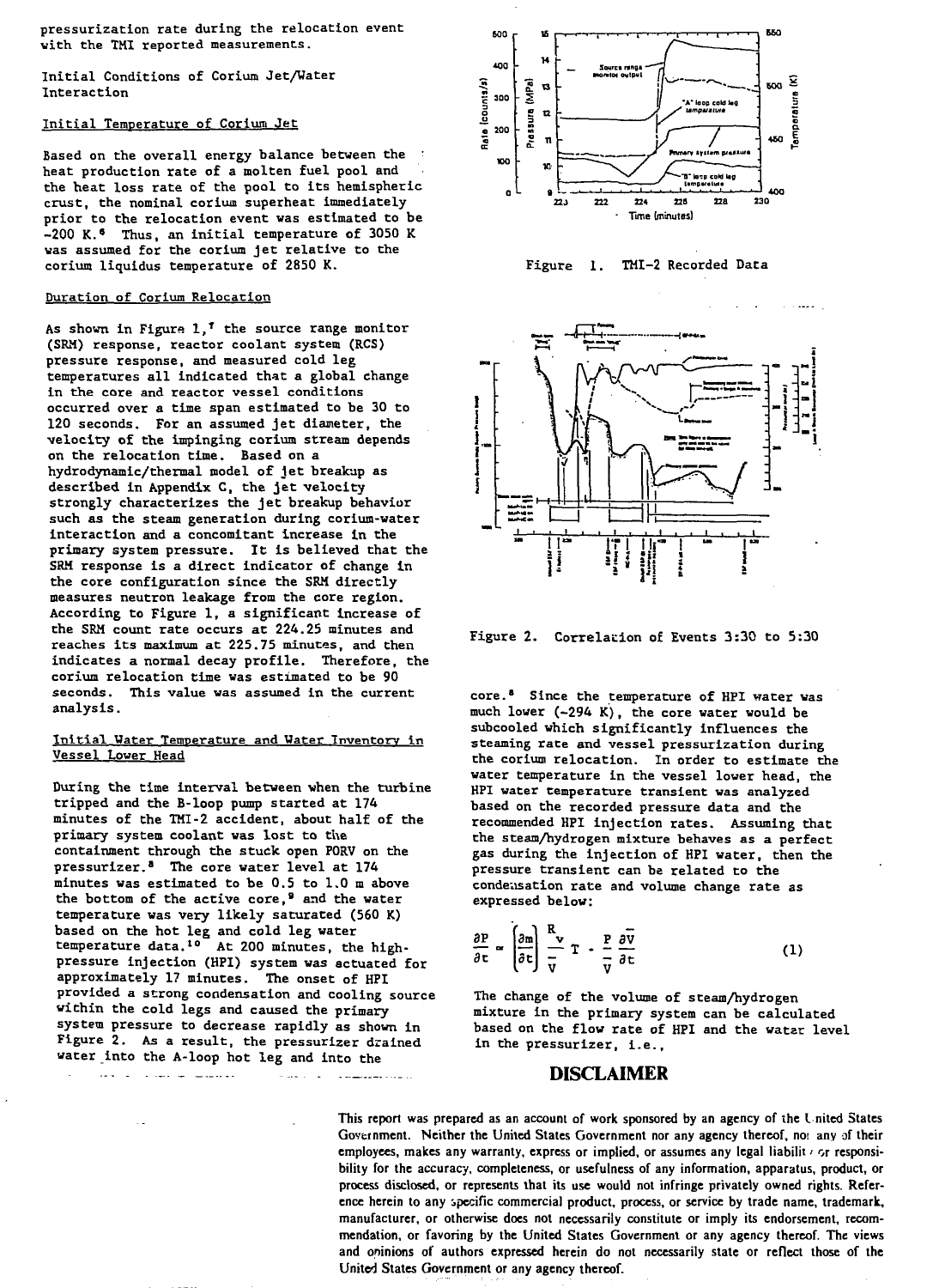pressurization rate during the relocation event with the TMI reported measurements.

Initial Conditions of Corium Jet/Water Interaction

Initial Temperature of Corium Jet

Based on the overall energy balance between the heat production rate of a molten fuel pool and the heat loss rate of the pool to its hemispheric crust, the nominal corium superheat immediately prior to the relocation event was estimated to be ~200 K.[6] Thus, an initial temperature of 3050 K was assumed for the corium jet relative to the corium liquidus temperature of 2850 K.

Duration of Corium Relocation

As shown in Figure 1,[7] the source range monitor (SRM) response, reactor coolant system (RCS) pressure response, and measured cold leg temperatures all indicated that a global change in the core and reactor vessel conditions occurred over a time span estimated to be 30 to 120 seconds. For an assumed jet diameter, the velocity of the impinging corium stream depends on the relocation time. Based on a hydrodynamic/thermal model of jet breakup as described in Appendix C, the jet velocity strongly characterizes the jet breakup behavior such as the steam generation during corium-water interaction and a concomitant increase in the primary system pressure. It is believed that the SRM response is a direct indicator of change in the core configuration since the SRM directly measures neutron leakage from the core region. According to Figure 1, a significant increase of the SRM count rate occurs at 224.25 minutes and reaches its maximum at 225.75 minutes, and then indicates a normal decay profile. Therefore, the corium relocation time was estimated to be 90 seconds. This value was assumed in the current analysis.

Initial Water Temperature and Water Inventory in Vessel Lower Head

During the time interval between when the turbine tripped and the B-loop pump started at 174 minutes of the TMI-2 accident, about half of the primary system coolant was lost to the containment through the stuck open PORV on the pressurizer.[8] The core water level at 174 minutes was estimated to be 0.5 to 1.0 m above the bottom of the active core,[9] and the water temperature was very likely saturated (560 K) based on the hot leg and cold leg water temperature data.[10] At 200 minutes, the high-pressure injection (HPI) system was actuated for approximately 17 minutes. The onset of HPI provided a strong condensation and cooling source within the cold legs and caused the primary system pressure to decrease rapidly as shown in Figure 2. As a result, the pressurizer drained water into the A-loop hot leg and into the core.[8] Since the temperature of HPI water was much lower (~294 K), the core water would be subcooled which significantly influences the steaming rate and vessel pressurization during the corium relocation. In order to estimate the water temperature in the vessel lower head, the HPI water temperature transient was analyzed based on the recorded pressure data and the recommended HPI injection rates. Assuming that the steam/hydrogen mixture behaves as a perfect gas during the injection of HPI water, then the pressure transient can be related to the condensation rate and volume change rate as expressed below:

$$\frac{\partial P}{\partial t} = \left(\frac{\partial m}{\partial t}\right) \frac{R_v}{\bar{V}} T - \frac{P}{\bar{V}} \frac{\partial \bar{V}}{\partial t} \tag{1}$$

The change of the volume of steam/hydrogen mixture in the primary system can be calculated based on the flow rate of HPI and the water level in the pressurizer, i.e.,

Figure 1. TMI-2 Recorded Data

Figure 2. Correlation of Events 3:30 to 5:30

## DISCLAIMER

This report was prepared as an account of work sponsored by an agency of the United States Government. Neither the United States Government nor any agency thereof, nor any of their employees, makes any warranty, express or implied, or assumes any legal liability or responsibility for the accuracy, completeness, or usefulness of any information, apparatus, product, or process disclosed, or represents that its use would not infringe privately owned rights. Reference herein to any specific commercial product, process, or service by trade name, trademark, manufacturer, or otherwise does not necessarily constitute or imply its endorsement, recommendation, or favoring by the United States Government or any agency thereof. The views and opinions of authors expressed herein do not necessarily state or reflect those of the United States Government or any agency thereof.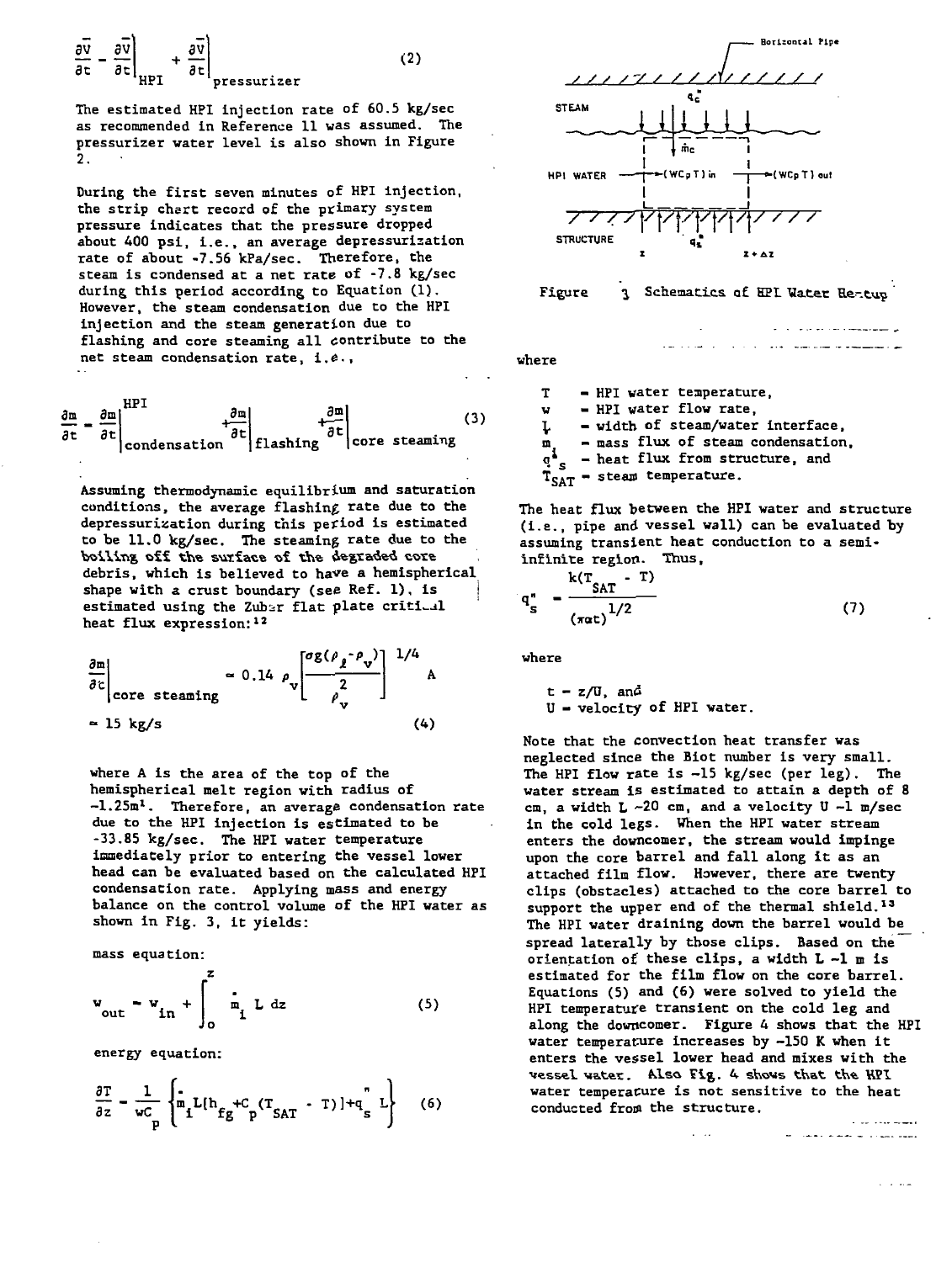$$\frac{\partial \bar{V}}{\partial t} = \left.\frac{\partial \bar{V}}{\partial t}\right|_{HPI} + \left.\frac{\partial \bar{V}}{\partial t}\right|_{pressurizer} \tag{2}$$

The estimated HPI injection rate of 60.5 kg/sec as recommended in Reference 11 was assumed. The pressurizer water level is also shown in Figure 2.

During the first seven minutes of HPI injection, the strip chart record of the primary system pressure indicates that the pressure dropped about 400 psi, i.e., an average depressurization rate of about -7.56 kPa/sec. Therefore, the steam is condensed at a net rate of -7.8 kg/sec during this period according to Equation (1). However, the steam condensation due to the HPI injection and the steam generation due to flashing and core steaming all contribute to the net steam condensation rate, i.e.,

$$\frac{\partial m}{\partial t} = \left.\frac{\partial m}{\partial t}\right|_{condensation}^{HPI} + \left.\frac{\partial m}{\partial t}\right|_{flashing} + \left.\frac{\partial m}{\partial t}\right|_{core\ steaming} \tag{3}$$

Assuming thermodynamic equilibrium and saturation conditions, the average flashing rate due to the depressurization during this period is estimated to be 11.0 kg/sec. The steaming rate due to the boiling off the surface of the degraded core debris, which is believed to have a hemispherical shape with a crust boundary (see Ref. 1), is estimated using the Zuber flat plate critical heat flux expression:[12]

$$\left.\frac{\partial m}{\partial t}\right|_{core\ steaming} = 0.14\ \rho_v \left[\frac{\sigma g(\rho_\ell - \rho_v)}{\rho_v^2}\right]^{1/4} A$$

$$= 15\ \text{kg/s} \tag{4}$$

where A is the area of the top of the hemispherical melt region with radius of ~1.25m[1]. Therefore, an average condensation rate due to the HPI injection is estimated to be -33.85 kg/sec. The HPI water temperature immediately prior to entering the vessel lower head can be evaluated based on the calculated HPI condensation rate. Applying mass and energy balance on the control volume of the HPI water as shown in Fig. 3, it yields:

mass equation:

$$w_{out} = w_{in} + \int_0^z \dot{m}_i\, L\, dz \tag{5}$$

energy equation:

$$\frac{\partial T}{\partial z} = \frac{1}{wC_p}\left\{\dot{m}_i L[h_{fg} + C_p(T_{SAT} - T)] + q_s'' L\right\} \tag{6}$$

Figure 3 Schematics of HPI Water Heat-up

where

- $T$ = HPI water temperature,
- $w$ = HPI water flow rate,
- $L$ = width of steam/water interface,
- $\dot{m}_i$ = mass flux of steam condensation,
- $q_s''$ = heat flux from structure, and
- $T_{SAT}$ = steam temperature.

The heat flux between the HPI water and structure (i.e., pipe and vessel wall) can be evaluated by assuming transient heat conduction to a semi-infinite region. Thus,

$$q_s'' = \frac{k(T_{SAT} - T)}{(\pi \alpha t)^{1/2}} \tag{7}$$

where

$t = z/U$, and
$U$ = velocity of HPI water.

Note that the convection heat transfer was neglected since the Biot number is very small. The HPI flow rate is ~15 kg/sec (per leg). The water stream is estimated to attain a depth of 8 cm, a width L ~20 cm, and a velocity U ~1 m/sec in the cold legs. When the HPI water stream enters the downcomer, the stream would impinge upon the core barrel and fall along it as an attached film flow. However, there are twenty clips (obstacles) attached to the core barrel to support the upper end of the thermal shield.[13] The HPI water draining down the barrel would be spread laterally by those clips. Based on the orientation of these clips, a width L ~1 m is estimated for the film flow on the core barrel. Equations (5) and (6) were solved to yield the HPI temperature transient on the cold leg and along the downcomer. Figure 4 shows that the HPI water temperature increases by ~150 K when it enters the vessel lower head and mixes with the vessel water. Also Fig. 4 shows that the HPI water temperature is not sensitive to the heat conducted from the structure.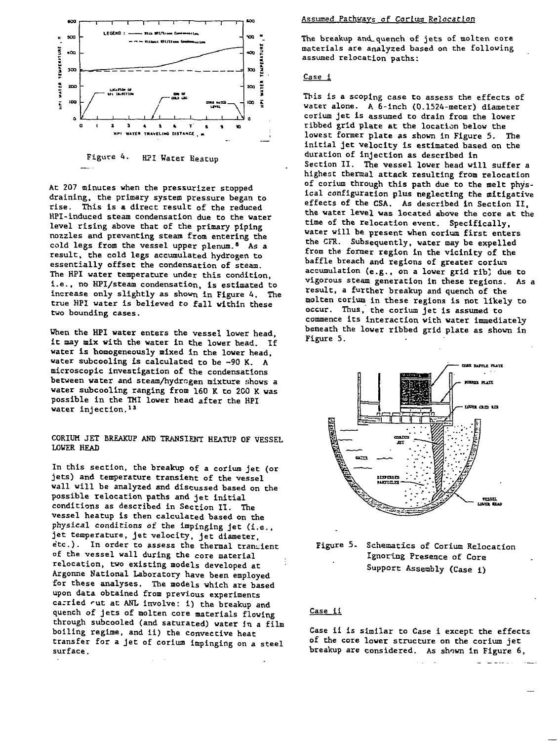Figure 4. HPI Water Heatup

At 207 minutes when the pressurizer stopped draining, the primary system pressure began to rise. This is a direct result of the reduced HPI-induced steam condensation due to the water level rising above that of the primary piping nozzles and preventing steam from entering the cold legs from the vessel upper plenum.[8] As a result, the cold legs accumulated hydrogen to essentially offset the condensation of steam. The HPI water temperature under this condition, i.e., no HPI/steam condensation, is estimated to increase only slightly as shown in Figure 4. The true HPI water is believed to fall within these two bounding cases.

When the HPI water enters the vessel lower head, it may mix with the water in the lower head. If water is homogeneously mixed in the lower head, water subcooling is calculated to be ~90 K. A microscopic investigation of the condensations between water and steam/hydrogen mixture shows a water subcooling ranging from 160 K to 200 K was possible in the TMI lower head after the HPI water injection.[13]

## CORIUM JET BREAKUP AND TRANSIENT HEATUP OF VESSEL LOWER HEAD

In this section, the breakup of a corium jet (or jets) and temperature transient of the vessel wall will be analyzed and discussed based on the possible relocation paths and jet initial conditions as described in Section II. The vessel heatup is then calculated based on the physical conditions of the impinging jet (i.e., jet temperature, jet velocity, jet diameter, etc.). In order to assess the thermal transient of the vessel wall during the core material relocation, two existing models developed at Argonne National Laboratory have been employed for these analyses. The models which are based upon data obtained from previous experiments carried out at ANL involve: i) the breakup and quench of jets of molten core materials flowing through subcooled (and saturated) water in a film boiling regime, and ii) the convective heat transfer for a jet of corium impinging on a steel surface.

### Assumed Pathways of Corium Relocation

The breakup and quench of jets of molten core materials are analyzed based on the following assumed relocation paths:

#### Case i

This is a scoping case to assess the effects of water alone. A 6-inch (0.1524-meter) diameter corium jet is assumed to drain from the lower ribbed grid plate at the location below the lowest former plate as shown in Figure 5. The initial jet velocity is estimated based on the duration of injection as described in Section II. The vessel lower head will suffer a highest thermal attack resulting from relocation of corium through this path due to the melt physical configuration plus neglecting the mitigative effects of the CSA. As described in Section II, the water level was located above the core at the time of the relocation event. Specifically, water will be present when corium first enters the CFR. Subsequently, water may be expelled from the former region in the vicinity of the baffle breach and regions of greater corium accumulation (e.g., on a lower grid rib) due to vigorous steam generation in these regions. As a result, a further breakup and quench of the molten corium in these regions is not likely to occur. Thus, the corium jet is assumed to commence its interaction with water immediately beneath the lower ribbed grid plate as shown in Figure 5.

Figure 5. Schematics of Corium Relocation Ignoring Presence of Core Support Assembly (Case i)

#### Case ii

Case ii is similar to Case i except the effects of the core lower structure on the corium jet breakup are considered. As shown in Figure 6,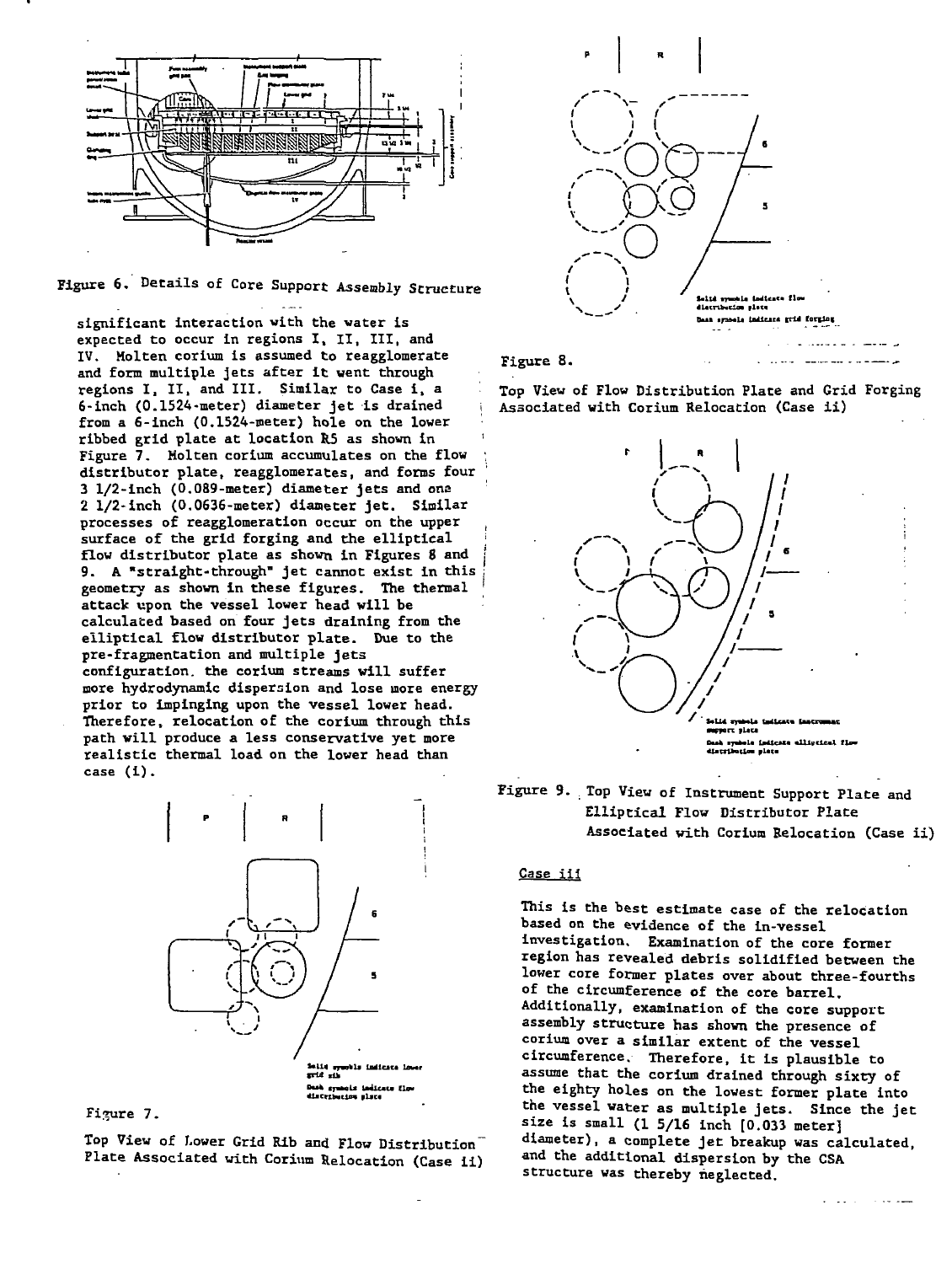Figure 6. Details of Core Support Assembly Structure

significant interaction with the water is expected to occur in regions I, II, III, and IV. Molten corium is assumed to reagglomerate and form multiple jets after it went through regions I, II, and III. Similar to Case i, a 6-inch (0.1524-meter) diameter jet is drained from a 6-inch (0.1524-meter) hole on the lower ribbed grid plate at location R5 as shown in Figure 7. Molten corium accumulates on the flow distributor plate, reagglomerates, and forms four 3 1/2-inch (0.089-meter) diameter jets and one 2 1/2-inch (0.0636-meter) diameter jet. Similar processes of reagglomeration occur on the upper surface of the grid forging and the elliptical flow distributor plate as shown in Figures 8 and 9. A "straight-through" jet cannot exist in this geometry as shown in these figures. The thermal attack upon the vessel lower head will be calculated based on four jets draining from the elliptical flow distributor plate. Due to the pre-fragmentation and multiple jets configuration, the corium streams will suffer more hydrodynamic dispersion and lose more energy prior to impinging upon the vessel lower head. Therefore, relocation of the corium through this path will produce a less conservative yet more realistic thermal load on the lower head than case (i).

Figure 7.

Top View of Lower Grid Rib and Flow Distribution Plate Associated with Corium Relocation (Case ii)

Figure 8.

Top View of Flow Distribution Plate and Grid Forging Associated with Corium Relocation (Case ii)

Figure 9. Top View of Instrument Support Plate and Elliptical Flow Distributor Plate Associated with Corium Relocation (Case ii)

### Case iii

This is the best estimate case of the relocation based on the evidence of the in-vessel investigation. Examination of the core former region has revealed debris solidified between the lower core former plates over about three-fourths of the circumference of the core barrel. Additionally, examination of the core support assembly structure has shown the presence of corium over a similar extent of the vessel circumference. Therefore, it is plausible to assume that the corium drained through sixty of the eighty holes on the lowest former plate into the vessel water as multiple jets. Since the jet size is small (1 5/16 inch [0.033 meter] diameter), a complete jet breakup was calculated, and the additional dispersion by the CSA structure was thereby neglected.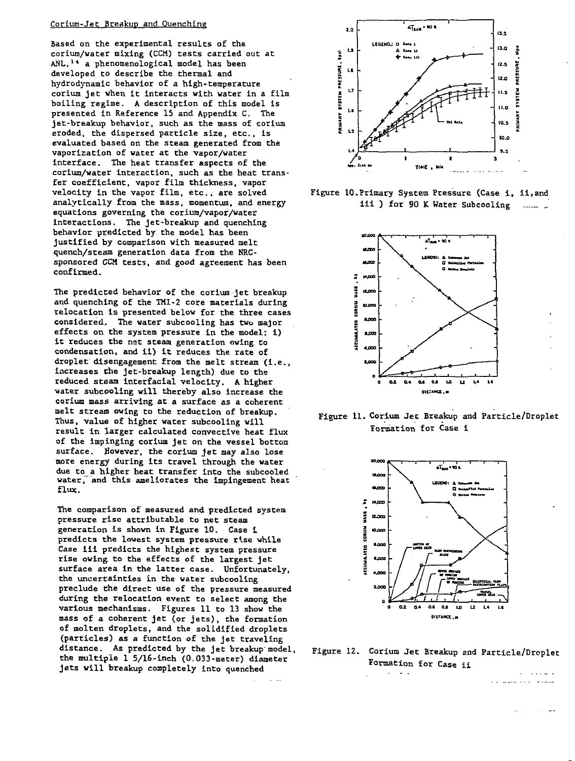## Corium-Jet Breakup and Quenching

Based on the experimental results of the corium/water mixing (CCM) tests carried out at ANL,[14] a phenomenological model has been developed to describe the thermal and hydrodynamic behavior of a high-temperature corium jet when it interacts with water in a film boiling regime. A description of this model is presented in Reference 15 and Appendix C. The jet-breakup behavior, such as the mass of corium eroded, the dispersed particle size, etc., is evaluated based on the steam generated from the vaporization of water at the vapor/water interface. The heat transfer aspects of the corium/water interaction, such as the heat transfer coefficient, vapor film thickness, vapor velocity in the vapor film, etc., are solved analytically from the mass, momentum, and energy equations governing the corium/vapor/water interactions. The jet-breakup and quenching behavior predicted by the model has been justified by comparison with measured melt quench/steam generation data from the NRC-sponsored CCM tests, and good agreement has been confirmed.

The predicted behavior of the corium jet breakup and quenching of the TMI-2 core materials during relocation is presented below for the three cases considered. The water subcooling has two major effects on the system pressure in the model: i) it reduces the net steam generation owing to condensation, and ii) it reduces the rate of droplet disengagement from the melt stream (i.e., increases the jet-breakup length) due to the reduced steam interfacial velocity. A higher water subcooling will thereby also increase the corium mass arriving at a surface as a coherent melt stream owing to the reduction of breakup. Thus, value of higher water subcooling will result in larger calculated convective heat flux of the impinging corium jet on the vessel bottom surface. However, the corium jet may also lose more energy during its travel through the water due to a higher heat transfer into the subcooled water, and this ameliorates the impingement heat flux.

The comparison of measured and predicted system pressure rise attributable to net steam generation is shown in Figure 10. Case i predicts the lowest system pressure rise while Case iii predicts the highest system pressure rise owing to the effects of the largest jet surface area in the latter case. Unfortunately, the uncertainties in the water subcooling preclude the direct use of the pressure measured during the relocation event to select among the various mechanisms. Figures 11 to 13 show the mass of a coherent jet (or jets), the formation of molten droplets, and the solidified droplets (particles) as a function of the jet traveling distance. As predicted by the jet breakup model, the multiple 1 5/16-inch (0.033-meter) diameter jets will breakup completely into quenched

Figure 10. Primary System Pressure (Case i, ii, and iii) for 90 K Water Subcooling

Figure 11. Corium Jet Breakup and Particle/Droplet Formation for Case i

Figure 12. Corium Jet Breakup and Particle/Droplet Formation for Case ii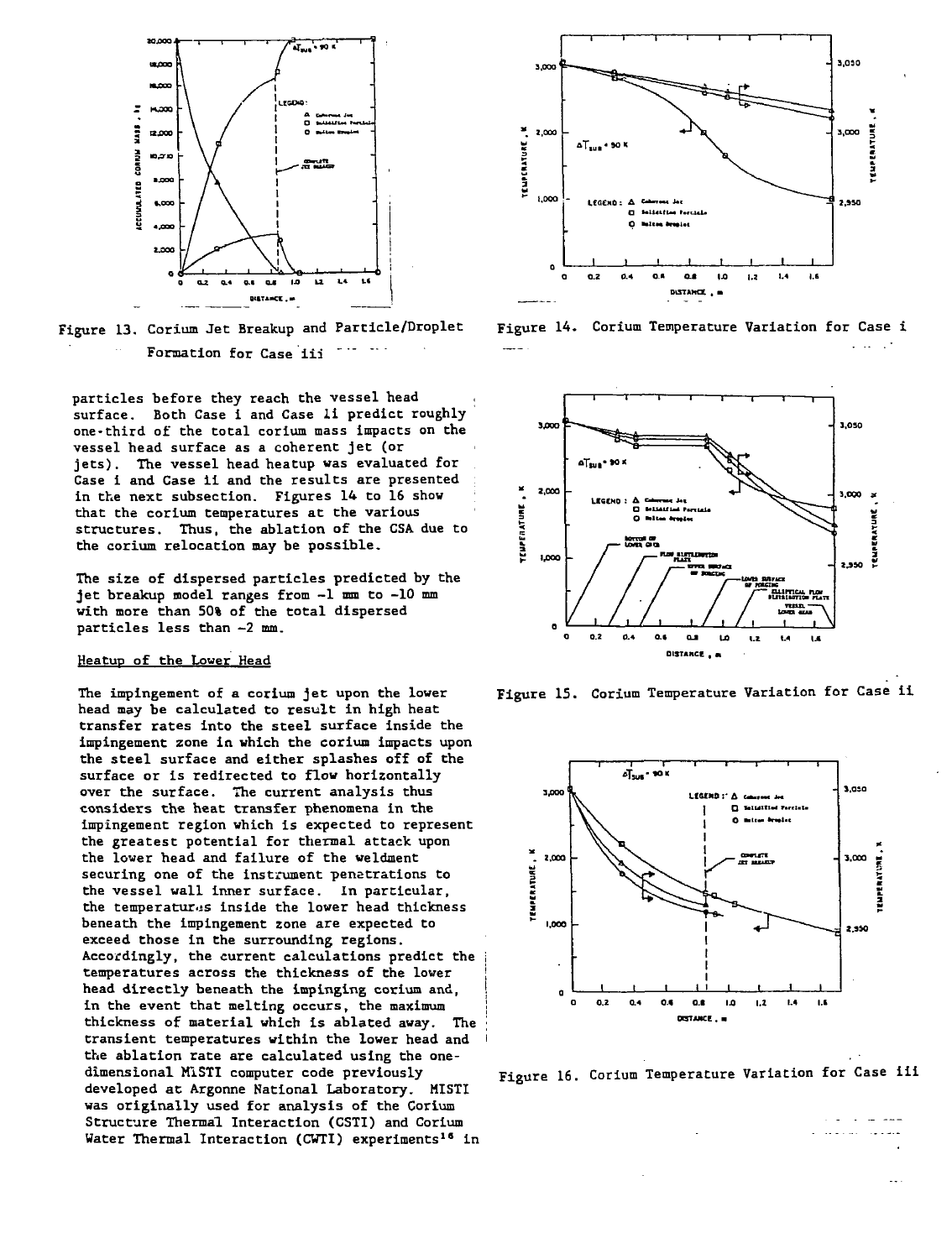Figure 13. Corium Jet Breakup and Particle/Droplet Formation for Case iii

Figure 14. Corium Temperature Variation for Case i

particles before they reach the vessel head surface. Both Case i and Case ii predict roughly one-third of the total corium mass impacts on the vessel head surface as a coherent jet (or jets). The vessel head heatup was evaluated for Case i and Case ii and the results are presented in the next subsection. Figures 14 to 16 show that the corium temperatures at the various structures. Thus, the ablation of the CSA due to the corium relocation may be possible.

The size of dispersed particles predicted by the jet breakup model ranges from ~1 mm to ~10 mm with more than 50% of the total dispersed particles less than ~2 mm.

## Heatup of the Lower Head

The impingement of a corium jet upon the lower head may be calculated to result in high heat transfer rates into the steel surface inside the impingement zone in which the corium impacts upon the steel surface and either splashes off of the surface or is redirected to flow horizontally over the surface. The current analysis thus considers the heat transfer phenomena in the impingement region which is expected to represent the greatest potential for thermal attack upon the lower head and failure of the weldment securing one of the instrument penetrations to the vessel wall inner surface. In particular, the temperatures inside the lower head thickness beneath the impingement zone are expected to exceed those in the surrounding regions. Accordingly, the current calculations predict the temperatures across the thickness of the lower head directly beneath the impinging corium and, in the event that melting occurs, the maximum thickness of material which is ablated away. The transient temperatures within the lower head and the ablation rate are calculated using the one-dimensional MISTI computer code previously developed at Argonne National Laboratory. MISTI was originally used for analysis of the Corium Structure Thermal Interaction (CSTI) and Corium Water Thermal Interaction (CWTI) experiments[16] in

Figure 15. Corium Temperature Variation for Case ii

Figure 16. Corium Temperature Variation for Case iii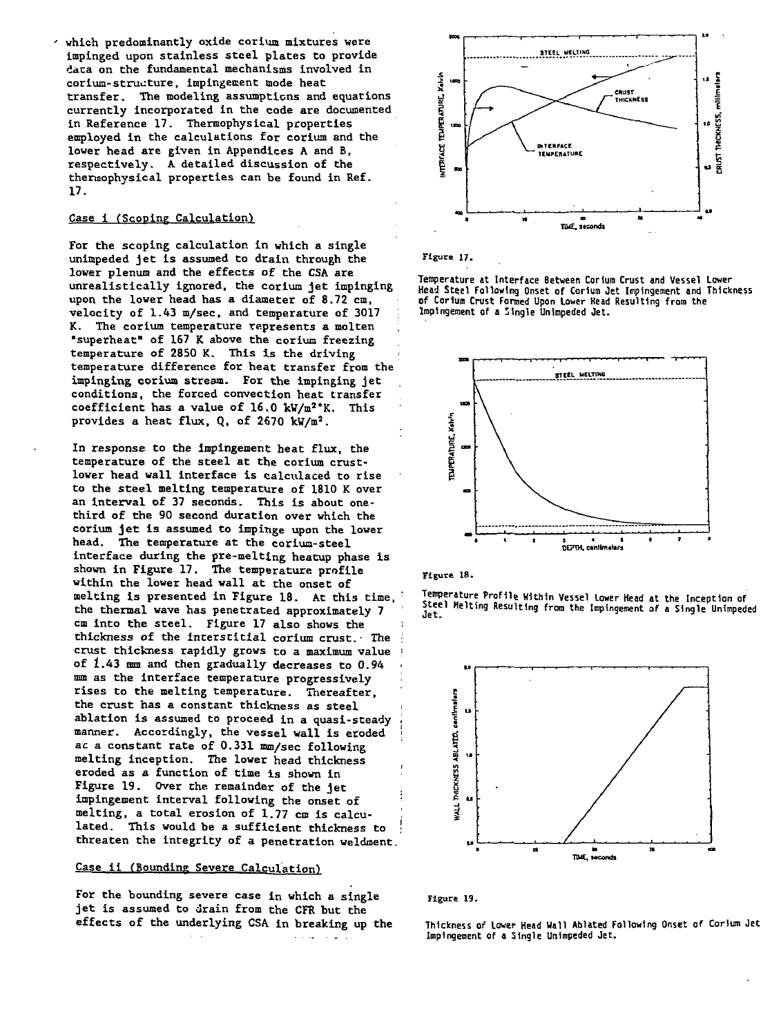which predominantly oxide corium mixtures were impinged upon stainless steel plates to provide data on the fundamental mechanisms involved in corium-structure, impingement mode heat transfer. The modeling assumptions and equations currently incorporated in the code are documented in Reference 17. Thermophysical properties employed in the calculations for corium and the lower head are given in Appendices A and B, respectively. A detailed discussion of the thermophysical properties can be found in Ref. 17.

### Case i (Scoping Calculation)

For the scoping calculation in which a single unimpeded jet is assumed to drain through the lower plenum and the effects of the CSA are unrealistically ignored, the corium jet impinging upon the lower head has a diameter of 8.72 cm, velocity of 1.43 m/sec, and temperature of 3017 K. The corium temperature represents a molten "superheat" of 167 K above the corium freezing temperature of 2850 K. This is the driving temperature difference for heat transfer from the impinging corium stream. For the impinging jet conditions, the forced convection heat transfer coefficient has a value of 16.0 $kW/m^2 \cdot K$. This provides a heat flux, Q, of 2670 $kW/m^2$.

In response to the impingement heat flux, the temperature of the steel at the corium crust-lower head wall interface is calculated to rise to the steel melting temperature of 1810 K over an interval of 37 seconds. This is about one-third of the 90 second duration over which the corium jet is assumed to impinge upon the lower head. The temperature at the corium-steel interface during the pre-melting heatup phase is shown in Figure 17. The temperature profile within the lower head wall at the onset of melting is presented in Figure 18. At this time, the thermal wave has penetrated approximately 7 cm into the steel. Figure 17 also shows the thickness of the interstitial corium crust. The crust thickness rapidly grows to a maximum value of 1.43 mm and then gradually decreases to 0.94 mm as the interface temperature progressively rises to the melting temperature. Thereafter, the crust has a constant thickness as steel ablation is assumed to proceed in a quasi-steady manner. Accordingly, the vessel wall is eroded at a constant rate of 0.331 mm/sec following melting inception. The lower head thickness eroded as a function of time is shown in Figure 19. Over the remainder of the jet impingement interval following the onset of melting, a total erosion of 1.77 cm is calculated. This would be a sufficient thickness to threaten the integrity of a penetration weldment.

### Case ii (Bounding Severe Calculation)

For the bounding severe case in which a single jet is assumed to drain from the CFR but the effects of the underlying CSA in breaking up the

Figure 17.

Temperature at Interface Between Corium Crust and Vessel Lower Head Steel Following Onset of Corium Jet Impingement and Thickness of Corium Crust Formed Upon Lower Head Resulting from the Impingement of a Single Unimpeded Jet.

Figure 18.

Temperature Profile Within Vessel Lower Head at the Inception of Steel Melting Resulting from the Impingement of a Single Unimpeded Jet.

Figure 19.

Thickness of Lower Head Wall Ablated Following Onset of Corium Jet Impingement of a Single Unimpeded Jet.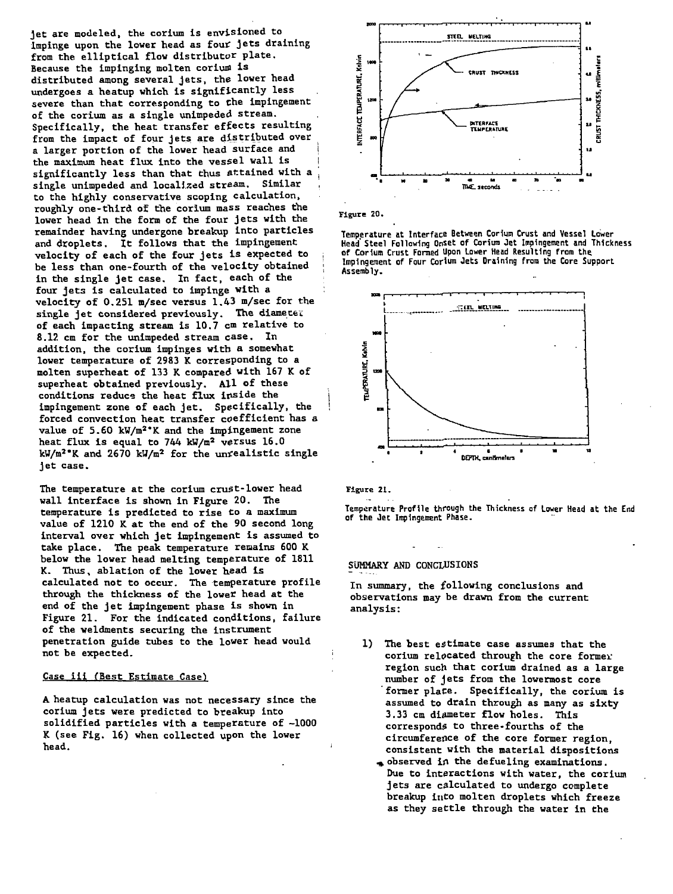jet are modeled, the corium is envisioned to impinge upon the lower head as four jets draining from the elliptical flow distributor plate. Because the impinging molten corium is distributed among several jets, the lower head undergoes a heatup which is significantly less severe than that corresponding to the impingement of the corium as a single unimpeded stream. Specifically, the heat transfer effects resulting from the impact of four jets are distributed over a larger portion of the lower head surface and the maximum heat flux into the vessel wall is significantly less than that thus attained with a single unimpeded and localized stream. Similar to the highly conservative scoping calculation, roughly one-third of the corium mass reaches the lower head in the form of the four jets with the remainder having undergone breakup into particles and droplets. It follows that the impingement velocity of each of the four jets is expected to be less than one-fourth of the velocity obtained in the single jet case. In fact, each of the four jets is calculated to impinge with a velocity of 0.251 m/sec versus 1.43 m/sec for the single jet considered previously. The diameter of each impacting stream is 10.7 cm relative to 8.12 cm for the unimpeded stream case. In addition, the corium impinges with a somewhat lower temperature of 2983 K corresponding to a molten superheat of 133 K compared with 167 K of superheat obtained previously. All of these conditions reduce the heat flux inside the impingement zone of each jet. Specifically, the forced convection heat transfer coefficient has a value of 5.60 kW/m$^2$•K and the impingement zone heat flux is equal to 744 kW/m$^2$ versus 16.0 kW/m$^2$•K and 2670 kW/m$^2$ for the unrealistic single jet case.

The temperature at the corium crust-lower head wall interface is shown in Figure 20. The temperature is predicted to rise to a maximum value of 1210 K at the end of the 90 second long interval over which jet impingement is assumed to take place. The peak temperature remains 600 K below the lower head melting temperature of 1811 K. Thus, ablation of the lower head is calculated not to occur. The temperature profile through the thickness of the lower head at the end of the jet impingement phase is shown in Figure 21. For the indicated conditions, failure of the weldments securing the instrument penetration guide tubes to the lower head would not be expected.

### Case iii (Best Estimate Case)

A heatup calculation was not necessary since the corium jets were predicted to breakup into solidified particles with a temperature of ~1000 K (see Fig. 16) when collected upon the lower head.

Figure 20.

Temperature at Interface Between Corium Crust and Vessel Lower Head Steel Following Onset of Corium Jet Impingement and Thickness of Corium Crust Formed Upon Lower Head Resulting from the Impingement of Four Corium Jets Draining from the Core Support Assembly.

Figure 21.

Temperature Profile through the Thickness of Lower Head at the End of the Jet Impingement Phase.

## SUMMARY AND CONCLUSIONS

In summary, the following conclusions and observations may be drawn from the current analysis:

1) The best estimate case assumes that the corium relocated through the core former region such that corium drained as a large number of jets from the lowermost core former plate. Specifically, the corium is assumed to drain through as many as sixty 3.33 cm diameter flow holes. This corresponds to three-fourths of the circumference of the core former region, consistent with the material dispositions observed in the defueling examinations. Due to interactions with water, the corium jets are calculated to undergo complete breakup into molten droplets which freeze as they settle through the water in the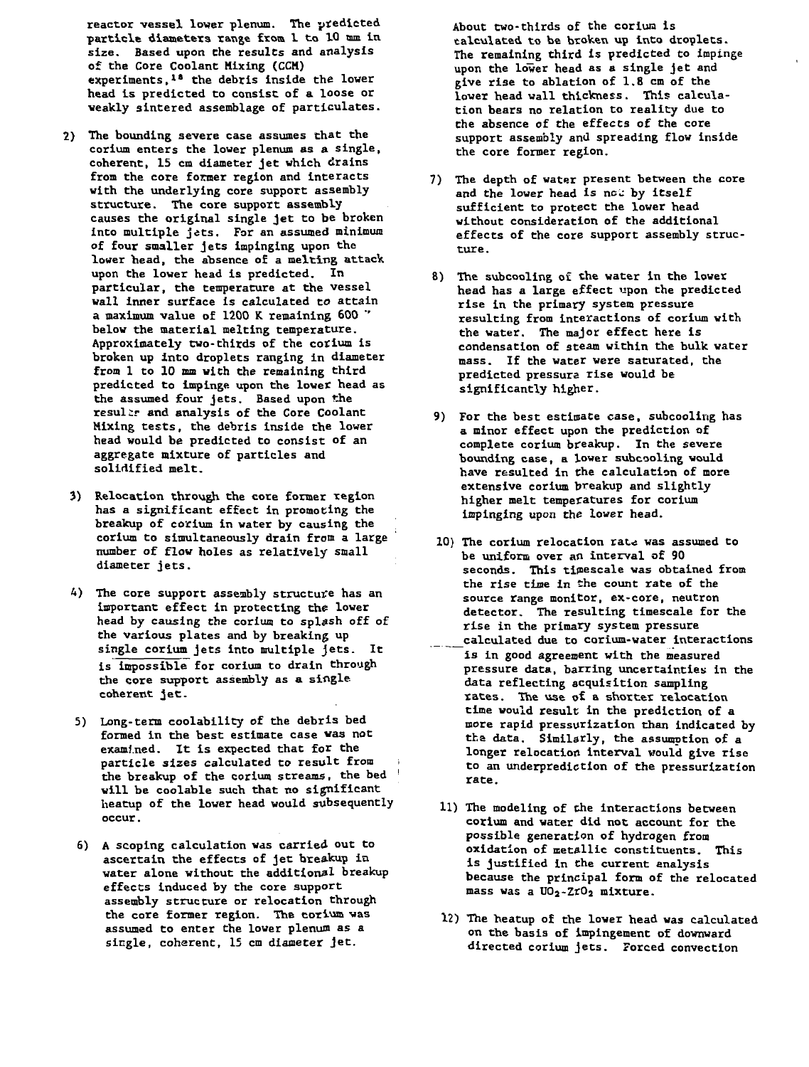reactor vessel lower plenum. The predicted particle diameters range from 1 to 10 mm in size. Based upon the results and analysis of the Core Coolant Mixing (CCM) experiments,[18] the debris inside the lower head is predicted to consist of a loose or weakly sintered assemblage of particulates.

2) The bounding severe case assumes that the corium enters the lower plenum as a single, coherent, 15 cm diameter jet which drains from the core former region and interacts with the underlying core support assembly structure. The core support assembly causes the original single jet to be broken into multiple jets. For an assumed minimum of four smaller jets impinging upon the lower head, the absence of a melting attack upon the lower head is predicted. In particular, the temperature at the vessel wall inner surface is calculated to attain a maximum value of 1200 K remaining 600 " below the material melting temperature. Approximately two-thirds of the corium is broken up into droplets ranging in diameter from 1 to 10 mm with the remaining third predicted to impinge upon the lower head as the assumed four jets. Based upon the results and analysis of the Core Coolant Mixing tests, the debris inside the lower head would be predicted to consist of an aggregate mixture of particles and solidified melt.

3) Relocation through the core former region has a significant effect in promoting the breakup of corium in water by causing the corium to simultaneously drain from a large number of flow holes as relatively small diameter jets.

4) The core support assembly structure has an important effect in protecting the lower head by causing the corium to splash off of the various plates and by breaking up single corium jets into multiple jets. It is impossible for corium to drain through the core support assembly as a single coherent jet.

5) Long-term coolability of the debris bed formed in the best estimate case was not examined. It is expected that for the particle sizes calculated to result from the breakup of the corium streams, the bed will be coolable such that no significant heatup of the lower head would subsequently occur.

6) A scoping calculation was carried out to ascertain the effects of jet breakup in water alone without the additional breakup effects induced by the core support assembly structure or relocation through the core former region. The corium was assumed to enter the lower plenum as a single, coherent, 15 cm diameter jet. About two-thirds of the corium is calculated to be broken up into droplets. The remaining third is predicted to impinge upon the lower head as a single jet and give rise to ablation of 1.8 cm of the lower head wall thickness. This calculation bears no relation to reality due to the absence of the effects of the core support assembly and spreading flow inside the core former region.

7) The depth of water present between the core and the lower head is not by itself sufficient to protect the lower head without consideration of the additional effects of the core support assembly structure.

8) The subcooling of the water in the lower head has a large effect upon the predicted rise in the primary system pressure resulting from interactions of corium with the water. The major effect here is condensation of steam within the bulk water mass. If the water were saturated, the predicted pressure rise would be significantly higher.

9) For the best estimate case, subcooling has a minor effect upon the prediction of complete corium breakup. In the severe bounding case, a lower subcooling would have resulted in the calculation of more extensive corium breakup and slightly higher melt temperatures for corium impinging upon the lower head.

10) The corium relocation rate was assumed to be uniform over an interval of 90 seconds. This timescale was obtained from the rise time in the count rate of the source range monitor, ex-core, neutron detector. The resulting timescale for the rise in the primary system pressure calculated due to corium-water interactions is in good agreement with the measured pressure data, barring uncertainties in the data reflecting acquisition sampling rates. The use of a shorter relocation time would result in the prediction of a more rapid pressurization than indicated by the data. Similarly, the assumption of a longer relocation interval would give rise to an underprediction of the pressurization rate.

11) The modeling of the interactions between corium and water did not account for the possible generation of hydrogen from oxidation of metallic constituents. This is justified in the current analysis because the principal form of the relocated mass was a $UO_2$-$ZrO_2$ mixture.

12) The heatup of the lower head was calculated on the basis of impingement of downward directed corium jets. Forced convection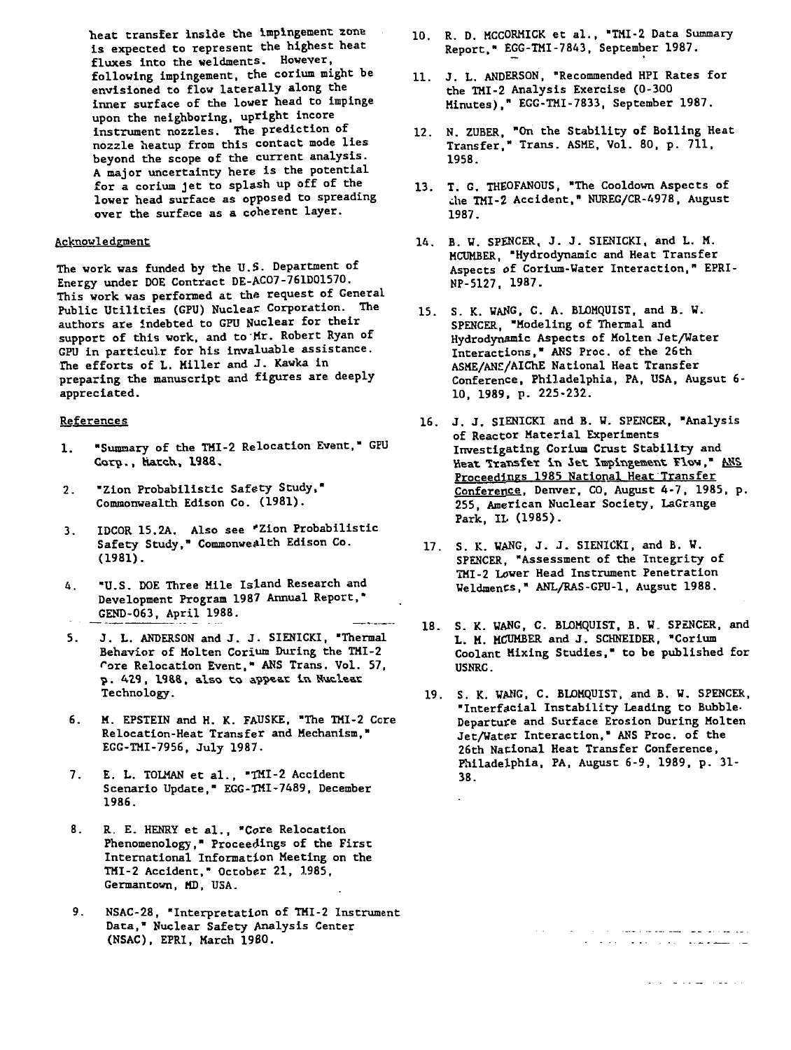heat transfer inside the impingement zone is expected to represent the highest heat fluxes into the weldments. However, following impingement, the corium might be envisioned to flow laterally along the inner surface of the lower head to impinge upon the neighboring, upright incore instrument nozzles. The prediction of nozzle heatup from this contact mode lies beyond the scope of the current analysis. A major uncertainty here is the potential for a corium jet to splash up off of the lower head surface as opposed to spreading over the surface as a coherent layer.

## Acknowledgment

The work was funded by the U.S. Department of Energy under DOE Contract DE-AC07-76ID01570. This work was performed at the request of General Public Utilities (GPU) Nuclear Corporation. The authors are indebted to GPU Nuclear for their support of this work, and to Mr. Robert Ryan of GPU in particulr for his invaluable assistance. The efforts of L. Miller and J. Kawka in preparing the manuscript and figures are deeply appreciated.

## References

1. "Summary of the TMI-2 Relocation Event," GPU Corp., March 1988.
2. "Zion Probabilistic Safety Study," Commonwealth Edison Co. (1981).
3. IDCOR 15.2A. Also see "Zion Probabilistic Safety Study," Commonwealth Edison Co. (1981).
4. "U.S. DOE Three Mile Island Research and Development Program 1987 Annual Report," GEND-063, April 1988.
5. J. L. ANDERSON and J. J. SIENICKI, "Thermal Behavior of Molten Corium During the TMI-2 Core Relocation Event," ANS Trans. Vol. 57, p. 429, 1988, also to appear in Nuclear Technology.
6. M. EPSTEIN and H. K. FAUSKE, "The TMI-2 Core Relocation-Heat Transfer and Mechanism," EGG-TMI-7956, July 1987.
7. E. L. TOLMAN et al., "TMI-2 Accident Scenario Update," EGG-TMI-7489, December 1986.
8. R. E. HENRY et al., "Core Relocation Phenomenology," Proceedings of the First International Information Meeting on the TMI-2 Accident," October 21, 1985, Germantown, MD, USA.
9. NSAC-28, "Interpretation of TMI-2 Instrument Data," Nuclear Safety Analysis Center (NSAC), EPRI, March 1980.
10. R. D. MCCORMICK et al., "TMI-2 Data Summary Report," EGG-TMI-7843, September 1987.
11. J. L. ANDERSON, "Recommended HPI Rates for the TMI-2 Analysis Exercise (0-300 Minutes)," EGG-TMI-7833, September 1987.
12. N. ZUBER, "On the Stability of Boiling Heat Transfer," Trans. ASME, Vol. 80, p. 711, 1958.
13. T. G. THEOFANOUS, "The Cooldown Aspects of the TMI-2 Accident," NUREG/CR-4978, August 1987.
14. B. W. SPENCER, J. J. SIENICKI, and L. M. MCUMBER, "Hydrodynamic and Heat Transfer Aspects of Corium-Water Interaction," EPRI-NP-5127, 1987.
15. S. K. WANG, C. A. BLOMQUIST, and B. W. SPENCER, "Modeling of Thermal and Hydrodynamic Aspects of Molten Jet/Water Interactions," ANS Proc. of the 26th ASME/ANC/AIChE National Heat Transfer Conference, Philadelphia, PA, USA, Augsut 6-10, 1989, p. 225-232.
16. J. J. SIENICKI and B. W. SPENCER, "Analysis of Reactor Material Experiments Investigating Corium Crust Stability and Heat Transfer in Jet Impingement Flow," ANS Proceedings 1985 National Heat Transfer Conference, Denver, CO, August 4-7, 1985, p. 255, American Nuclear Society, LaGrange Park, IL (1985).
17. S. K. WANG, J. J. SIENICKI, and B. W. SPENCER, "Assessment of the Integrity of TMI-2 Lower Head Instrument Penetration Weldments," ANL/RAS-GPU-1, Augsut 1988.
18. S. K. WANG, C. BLOMQUIST, B. W. SPENCER, and L. M. MCUMBER and J. SCHNEIDER, "Corium Coolant Mixing Studies," to be published for USNRC.
19. S. K. WANG, C. BLOMQUIST, and B. W. SPENCER, "Interfacial Instability Leading to Bubble-Departure and Surface Erosion During Molten Jet/Water Interaction," ANS Proc. of the 26th National Heat Transfer Conference, Philadelphia, PA, August 6-9, 1989, p. 31-38.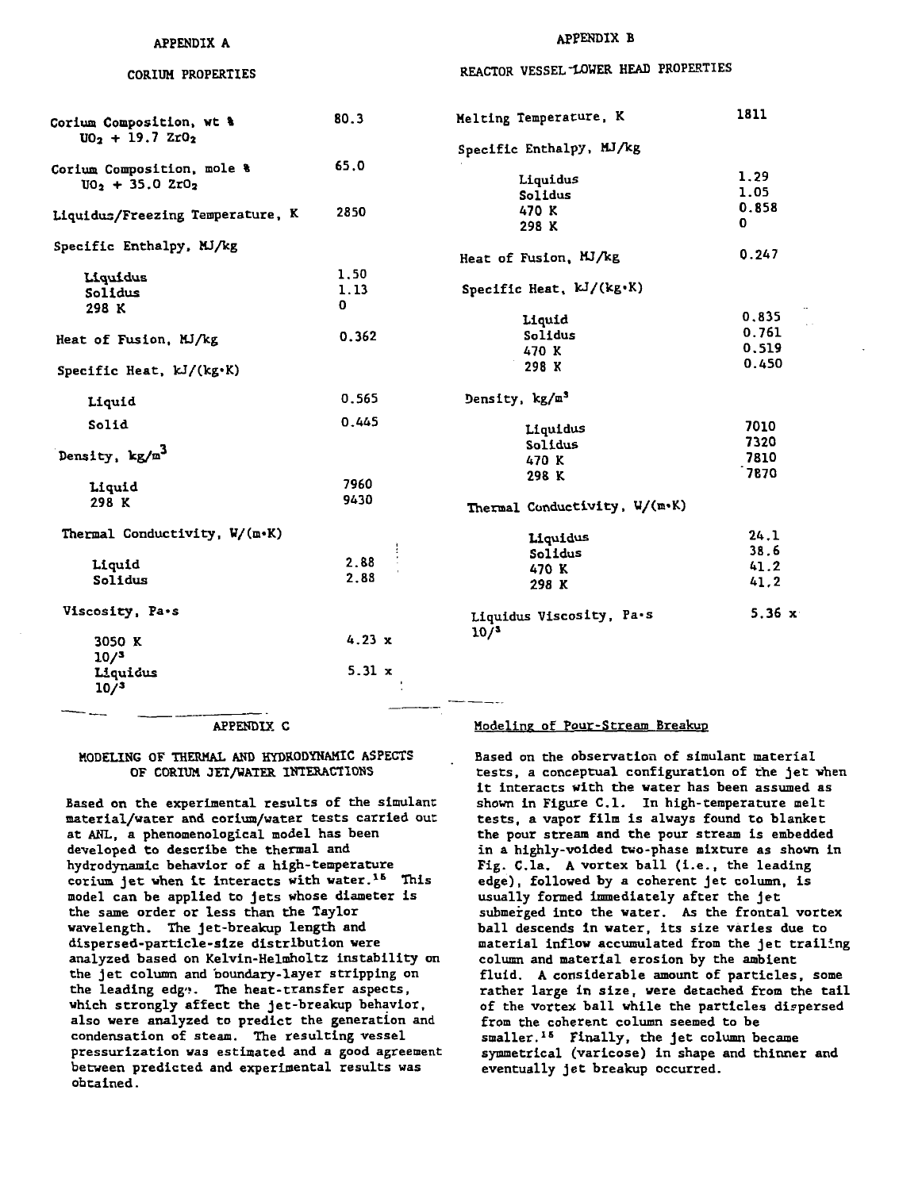## APPENDIX A

### CORIUM PROPERTIES

| Property | Value |
|---|---|
| Corium Composition, wt % $UO_2$ + 19.7 $ZrO_2$ | 80.3 |
| Corium Composition, mole % $UO_2$ + 35.0 $ZrO_2$ | 65.0 |
| Liquidus/Freezing Temperature, K | 2850 |
| Specific Enthalpy, MJ/kg | |
| Liquidus | 1.50 |
| Solidus | 1.13 |
| 298 K | 0 |
| Heat of Fusion, MJ/kg | 0.362 |
| Specific Heat, kJ/(kg·K) | |
| Liquid | 0.565 |
| Solid | 0.445 |
| Density, $kg/m^3$ | |
| Liquid | 7960 |
| 298 K | 9430 |
| Thermal Conductivity, W/(m·K) | |
| Liquid | 2.88 |
| Solidus | 2.88 |
| Viscosity, Pa·s | |
| 3050 K | 4.23 x $10/^3$ |
| Liquidus | 5.31 x $10/^3$ |

## APPENDIX B

### REACTOR VESSEL LOWER HEAD PROPERTIES

| Property | Value |
|---|---|
| Melting Temperature, K | 1811 |
| Specific Enthalpy, MJ/kg | |
| Liquidus | 1.29 |
| Solidus | 1.05 |
| 470 K | 0.858 |
| 298 K | 0 |
| Heat of Fusion, MJ/kg | 0.247 |
| Specific Heat, kJ/(kg·K) | |
| Liquid | 0.835 |
| Solidus | 0.761 |
| 470 K | 0.519 |
| 298 K | 0.450 |
| Density, $kg/m^3$ | |
| Liquidus | 7010 |
| Solidus | 7320 |
| 470 K | 7810 |
| 298 K | 7870 |
| Thermal Conductivity, W/(m·K) | |
| Liquidus | 24.1 |
| Solidus | 38.6 |
| 470 K | 41.2 |
| 298 K | 41.2 |
| Liquidus Viscosity, Pa·s | 5.36 x $10/^3$ |

## APPENDIX C

### MODELING OF THERMAL AND HYDRODYNAMIC ASPECTS OF CORIUM JET/WATER INTERACTIONS

Based on the experimental results of the simulant material/water and corium/water tests carried out at ANL, a phenomenological model has been developed to describe the thermal and hydrodynamic behavior of a high-temperature corium jet when it interacts with water.[15] This model can be applied to jets whose diameter is the same order or less than the Taylor wavelength. The jet-breakup length and dispersed-particle-size distribution were analyzed based on Kelvin-Helmholtz instability on the jet column and boundary-layer stripping on the leading edge. The heat-transfer aspects, which strongly affect the jet-breakup behavior, also were analyzed to predict the generation and condensation of steam. The resulting vessel pressurization was estimated and a good agreement between predicted and experimental results was obtained.

#### Modeling of Pour-Stream Breakup

Based on the observation of simulant material tests, a conceptual configuration of the jet when it interacts with the water has been assumed as shown in Figure C.1. In high-temperature melt tests, a vapor film is always found to blanket the pour stream and the pour stream is embedded in a highly-voided two-phase mixture as shown in Fig. C.1a. A vortex ball (i.e., the leading edge), followed by a coherent jet column, is usually formed immediately after the jet submerged into the water. As the frontal vortex ball descends in water, its size varies due to material inflow accumulated from the jet trailing column and material erosion by the ambient fluid. A considerable amount of particles, some rather large in size, were detached from the tail of the vortex ball while the particles dispersed from the coherent column seemed to be smaller.[15] Finally, the jet column became symmetrical (varicose) in shape and thinner and eventually jet breakup occurred.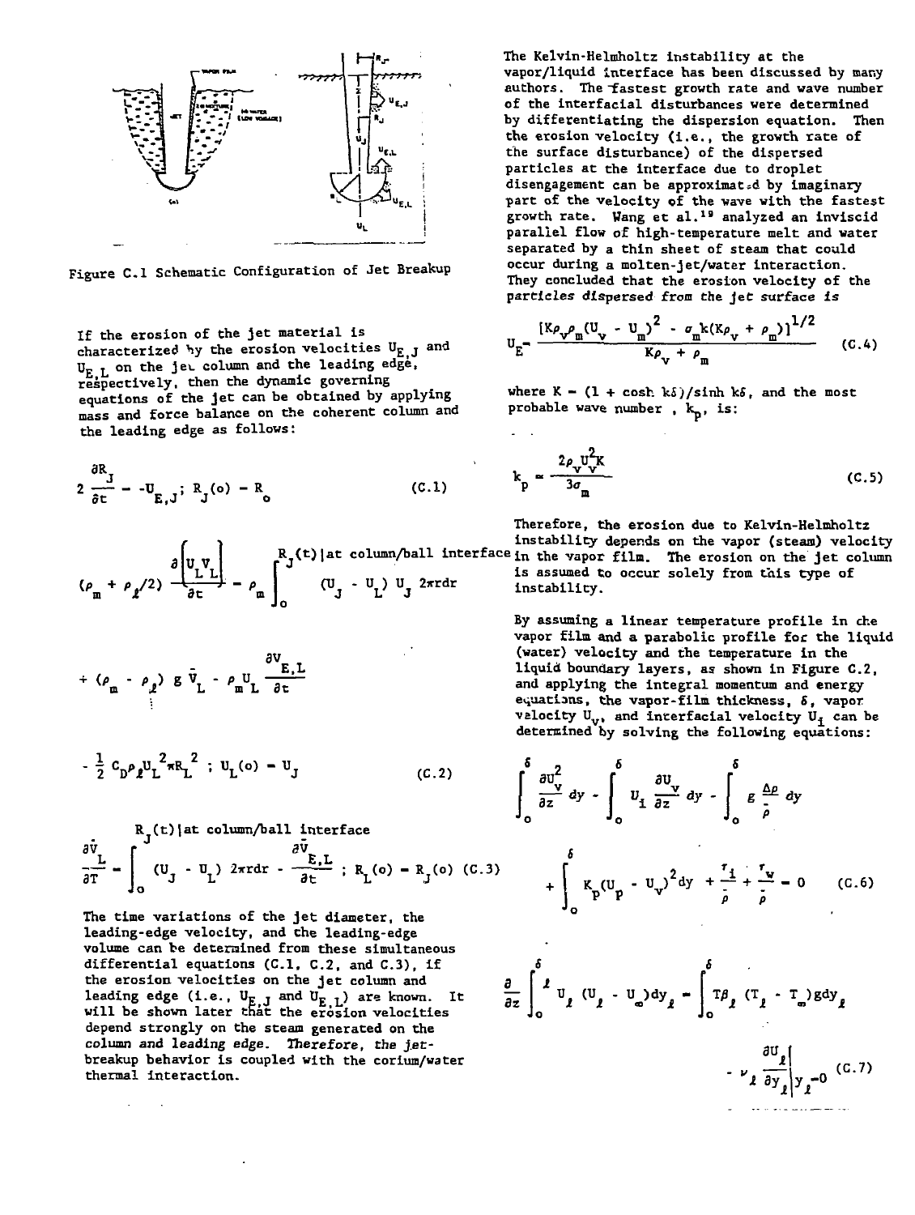Figure C.1 Schematic Configuration of Jet Breakup

If the erosion of the jet material is characterized by the erosion velocities $U_{E,J}$ and $U_{E,L}$ on the jet column and the leading edge, respectively, then the dynamic governing equations of the jet can be obtained by applying mass and force balance on the coherent column and the leading edge as follows:

$$2\frac{\partial R_J}{\partial t} = -U_{E,J};\; R_J(o) = R_o \tag{C.1}$$

$$(\rho_m + \rho_\ell/2)\frac{\partial\left[U_L V_L\right]}{\partial t} = \rho_m \int_0^{R_J(t)|\text{at column/ball interface}} (U_J - U_L)\, U_J\, 2\pi r dr$$

$$+ (\rho_m - \rho_\ell)\, g\, \bar{V}_L - \rho_m U_L \frac{\partial V_{E,L}}{\partial t}$$

$$- \frac{1}{2} C_D \rho_\ell U_L^2 \pi R_L^2\;;\; U_L(o) = U_J \tag{C.2}$$

$$\frac{\partial \bar{V}_L}{\partial T} = \int_0^{R_J(t)|\text{at column/ball interface}} (U_J - U_L)\, 2\pi r dr - \frac{\partial \bar{V}_{E,L}}{\partial t}\;;\; R_L(o) = R_J(o) \tag{C.3}$$

The time variations of the jet diameter, the leading-edge velocity, and the leading-edge volume can be determined from these simultaneous differential equations (C.1, C.2, and C.3), if the erosion velocities on the jet column and leading edge (i.e., $U_{E,J}$ and $U_{E,L}$) are known. It will be shown later that the erosion velocities depend strongly on the steam generated on the column and leading edge. Therefore, the jet-breakup behavior is coupled with the corium/water thermal interaction.

The Kelvin-Helmholtz instability at the vapor/liquid interface has been discussed by many authors. The fastest growth rate and wave number of the interfacial disturbances were determined by differentiating the dispersion equation. Then the erosion velocity (i.e., the growth rate of the surface disturbance) of the dispersed particles at the interface due to droplet disengagement can be approximated by imaginary part of the velocity of the wave with the fastest growth rate. Wang et al.[19] analyzed an inviscid parallel flow of high-temperature melt and water separated by a thin sheet of steam that could occur during a molten-jet/water interaction. They concluded that the erosion velocity of the particles dispersed from the jet surface is

$$U_E = \frac{\left[K\rho_v\rho_m(U_v - U_m)^2 - \sigma_m k(K\rho_v + \rho_m)\right]^{1/2}}{K\rho_v + \rho_m} \tag{C.4}$$

where $K = (1 + \cosh k\delta)/\sinh k\delta$, and the most probable wave number, $k_p$, is:

$$k_p = \frac{2\rho_v U_v^2 K}{3\sigma_m} \tag{C.5}$$

Therefore, the erosion due to Kelvin-Helmholtz instability depends on the vapor (steam) velocity in the vapor film. The erosion on the jet column is assumed to occur solely from this type of instability.

By assuming a linear temperature profile in the vapor film and a parabolic profile for the liquid (water) velocity and the temperature in the liquid boundary layers, as shown in Figure C.2, and applying the integral momentum and energy equations, the vapor-film thickness, $\delta$, vapor velocity $U_v$, and interfacial velocity $U_I$ can be determined by solving the following equations:

$$\int_0^\delta \frac{\partial U_v^2}{\partial z}\, dy - \int_0^\delta U_I \frac{\partial U_v}{\partial z}\, dy - \int_0^\delta g\frac{\Delta\rho}{\rho}\, dy$$

$$+ \int_0^\delta K_p(U_p - U_v)^2 dy + \frac{\tau_i}{\rho} + \frac{\tau_w}{\rho} = 0 \tag{C.6}$$

$$\frac{\partial}{\partial z}\int_0^{\delta_\ell} U_\ell\,(U_\ell - U_\infty)\,dy_\ell = \int_0^{\delta_\ell} T\beta_\ell\,(T_\ell - T_\infty)\,g\,dy_\ell$$

$$- \nu_\ell \left.\frac{\partial U_\ell}{\partial y_\ell}\right|_{y_\ell = 0} \tag{C.7}$$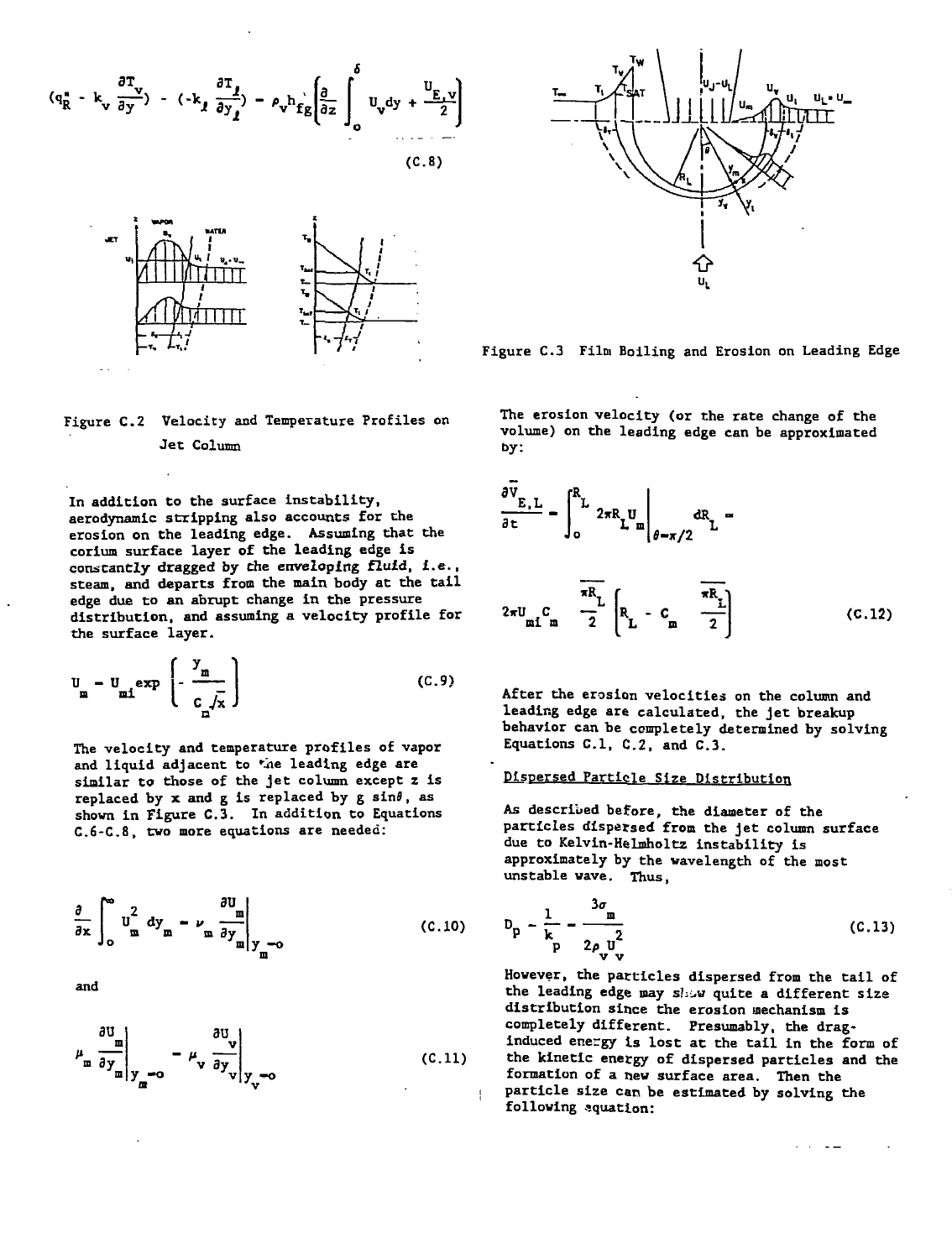$$\left(q_R'' - k_v \frac{\partial T_v}{\partial y}\right) - \left(-k_\ell \frac{\partial T_\ell}{\partial y_\ell}\right) - \rho_v h_{fg}' \left[\frac{\partial}{\partial z} \int_0^\delta U_v dy + \frac{U_{E,v}}{2}\right]$$

(C.8)

Figure C.2 Velocity and Temperature Profiles on Jet Column

In addition to the surface instability, aerodynamic stripping also accounts for the erosion on the leading edge. Assuming that the corium surface layer of the leading edge is constantly dragged by the *enveloping fluid, i.e.*, steam, and departs from the main body at the tail edge due to an abrupt change in the pressure distribution, and assuming a velocity profile for the surface layer.

$$U_m = U_{mi} \exp\left[-\frac{y_m}{c_m\sqrt{x}}\right] \qquad (C.9)$$

The velocity and temperature profiles of vapor and liquid adjacent to the leading edge are similar to those of the jet column except z is replaced by x and g is replaced by g $\sin\theta$, as shown in Figure C.3. In addition to Equations C.6-C.8, two more equations are needed:

$$\frac{\partial}{\partial x} \int_0^\infty U_m^2 \, dy_m = \nu_m \left.\frac{\partial U_m}{\partial y_m}\right|_{y_m=0} \qquad (C.10)$$

and

$$\mu_m \left.\frac{\partial U_m}{\partial y_m}\right|_{y_m=0} = \mu_v \left.\frac{\partial U_v}{\partial y_v}\right|_{y_v=0} \qquad (C.11)$$

Figure C.3 Film Boiling and Erosion on Leading Edge

The erosion velocity (or the rate change of the volume) on the leading edge can be approximated by:

$$\frac{\partial \bar{V}_{E,L}}{\partial t} = \int_0^{R_L} 2\pi R_L U_m \Big|_{\theta=\pi/2} dR_L =$$

$$2\pi U_{mi} C_m \frac{\overline{\pi R_L}}{2} \left[R_L - C_m \frac{\overline{\pi R_L}}{2}\right] \qquad (C.12)$$

After the erosion velocities on the column and leading edge are calculated, the jet breakup behavior can be completely determined by solving Equations C.1, C.2, and C.3.

Dispersed Particle Size Distribution

As described before, the diameter of the particles dispersed from the jet column surface due to Kelvin-Helmholtz instability is approximately by the wavelength of the most unstable wave. Thus,

$$D_p = \frac{1}{k_p} = \frac{3\sigma_m}{2\rho_v U_v^2} \qquad (C.13)$$

However, the particles dispersed from the tail of the leading edge may show quite a different size distribution since the erosion mechanism is completely different. Presumably, the drag-induced energy is lost at the tail in the form of the kinetic energy of dispersed particles and the formation of a new surface area. Then the particle size can be estimated by solving the following equation: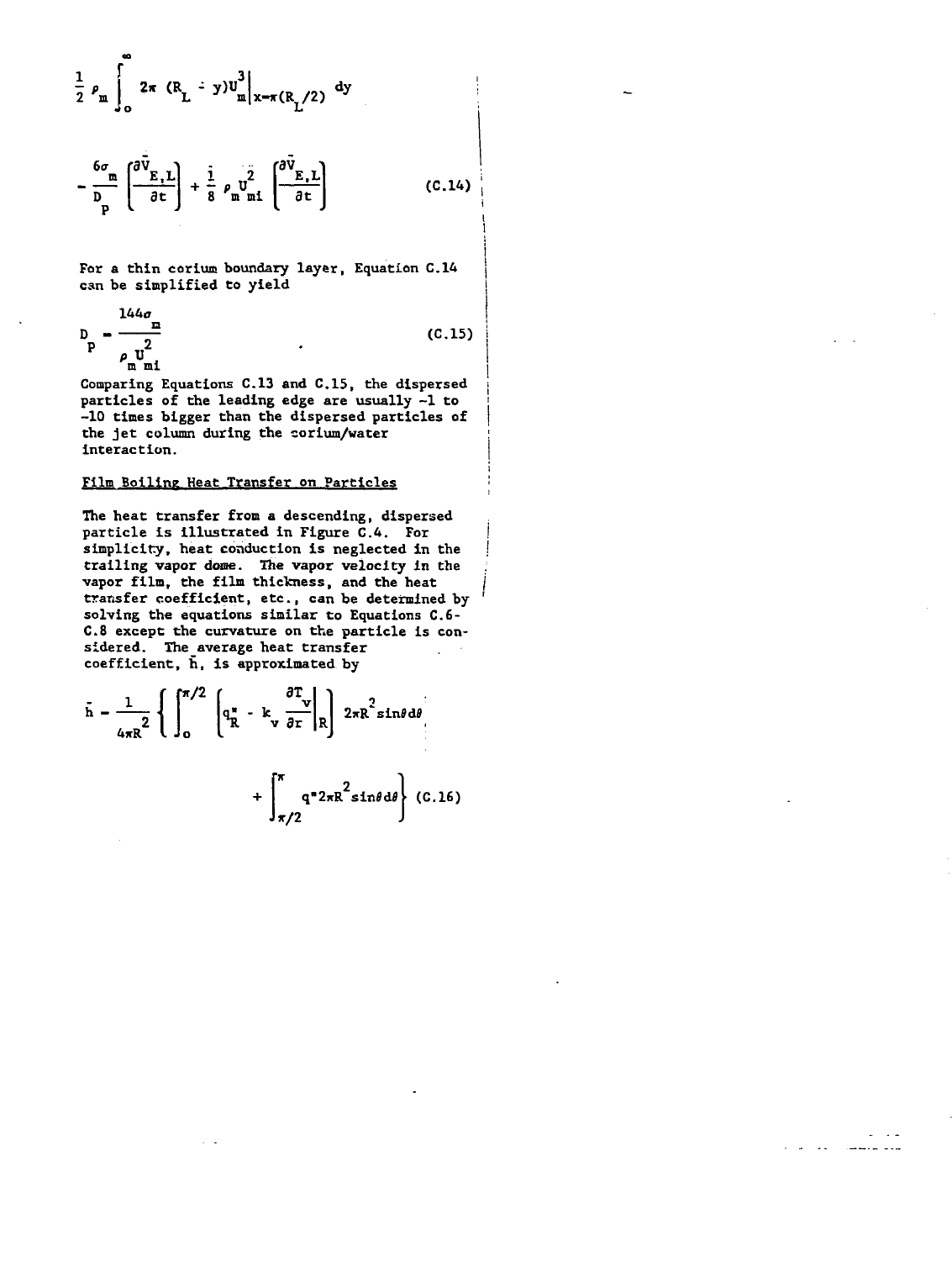$$\frac{1}{2} \rho_m \int_0^\infty 2\pi (R_L - y) U_m^3 \Big|_{x=\pi(R_L/2)} dy$$

$$- \frac{6\sigma_m}{D_p} \left[ \frac{\partial \bar{V}_{E,L}}{\partial t} \right] + \frac{1}{8} \rho_m U_{mi}^2 \left[ \frac{\partial \bar{V}_{E,L}}{\partial t} \right] \tag{C.14}$$

For a thin corium boundary layer, Equation C.14 can be simplified to yield

$$D_p = \frac{144\sigma_m}{\rho_m U_{mi}^2} \tag{C.15}$$

Comparing Equations C.13 and C.15, the dispersed particles of the leading edge are usually ~1 to ~10 times bigger than the dispersed particles of the jet column during the corium/water interaction.

## Film Boiling Heat Transfer on Particles

The heat transfer from a descending, dispersed particle is illustrated in Figure C.4. For simplicity, heat conduction is neglected in the trailing vapor dome. The vapor velocity in the vapor film, the film thickness, and the heat transfer coefficient, etc., can be determined by solving the equations similar to Equations C.6-C.8 except the curvature on the particle is considered. The average heat transfer coefficient, $\bar{h}$, is approximated by

$$\bar{h} = \frac{1}{4\pi R^2} \left\{ \int_0^{\pi/2} \left( q_R'' - k_v \frac{\partial T_v}{\partial r} \Big|_R \right) 2\pi R^2 \sin\theta \, d\theta + \int_{\pi/2}^{\pi} q'' 2\pi R^2 \sin\theta \, d\theta \right\} \tag{C.16}$$